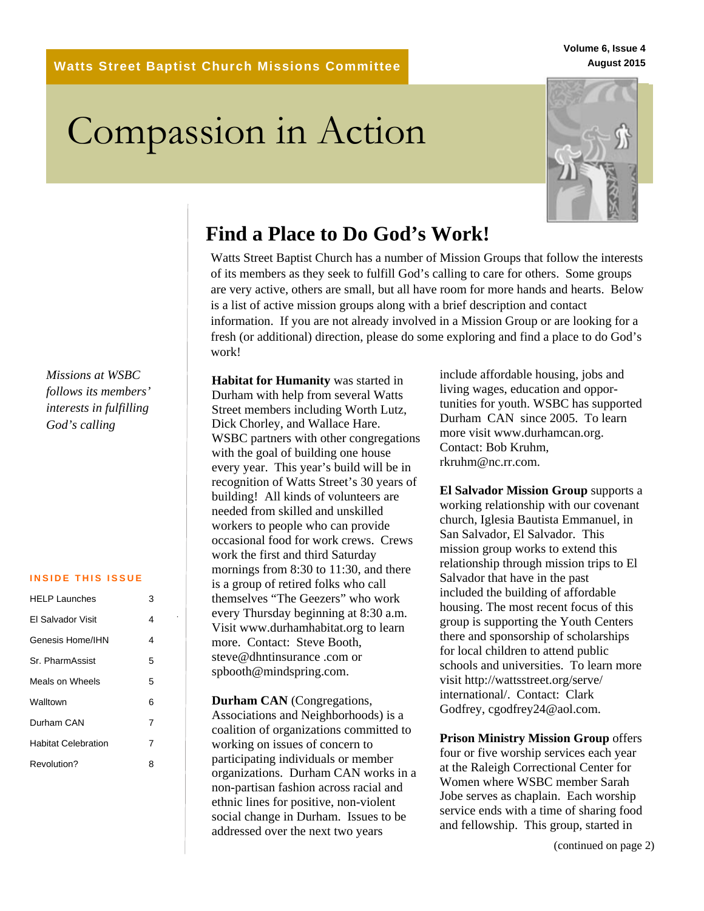Watts Street Baptist Church Missions Committee

Volume 6, Issue 4
August 2015

# Compassion in Action

*Missions at WSBC follows its members' interests in fulfilling God's calling*

**INSIDE THIS ISSUE**

| | |
|---|---|
| HELP Launches | 3 |
| El Salvador Visit | 4 |
| Genesis Home/IHN | 4 |
| Sr. PharmAssist | 5 |
| Meals on Wheels | 5 |
| Walltown | 6 |
| Durham CAN | 7 |
| Habitat Celebration | 7 |
| Revolution? | 8 |

## Find a Place to Do God's Work!

Watts Street Baptist Church has a number of Mission Groups that follow the interests of its members as they seek to fulfill God's calling to care for others. Some groups are very active, others are small, but all have room for more hands and hearts. Below is a list of active mission groups along with a brief description and contact information. If you are not already involved in a Mission Group or are looking for a fresh (or additional) direction, please do some exploring and find a place to do God's work!

**Habitat for Humanity** was started in Durham with help from several Watts Street members including Worth Lutz, Dick Chorley, and Wallace Hare. WSBC partners with other congregations with the goal of building one house every year. This year's build will be in recognition of Watts Street's 30 years of building! All kinds of volunteers are needed from skilled and unskilled workers to people who can provide occasional food for work crews. Crews work the first and third Saturday mornings from 8:30 to 11:30, and there is a group of retired folks who call themselves "The Geezers" who work every Thursday beginning at 8:30 a.m. Visit www.durhamhabitat.org to learn more. Contact: Steve Booth, steve@dhntinsurance .com or spbooth@mindspring.com.

**Durham CAN** (Congregations, Associations and Neighborhoods) is a coalition of organizations committed to working on issues of concern to participating individuals or member organizations. Durham CAN works in a non-partisan fashion across racial and ethnic lines for positive, non-violent social change in Durham. Issues to be addressed over the next two years include affordable housing, jobs and living wages, education and opportunities for youth. WSBC has supported Durham CAN since 2005. To learn more visit www.durhamcan.org. Contact: Bob Kruhm, rkruhm@nc.rr.com.

**El Salvador Mission Group** supports a working relationship with our covenant church, Iglesia Bautista Emmanuel, in San Salvador, El Salvador. This mission group works to extend this relationship through mission trips to El Salvador that have in the past included the building of affordable housing. The most recent focus of this group is supporting the Youth Centers there and sponsorship of scholarships for local children to attend public schools and universities. To learn more visit http://wattsstreet.org/serve/international/. Contact: Clark Godfrey, cgodfrey24@aol.com.

**Prison Ministry Mission Group** offers four or five worship services each year at the Raleigh Correctional Center for Women where WSBC member Sarah Jobe serves as chaplain. Each worship service ends with a time of sharing food and fellowship. This group, started in

(continued on page 2)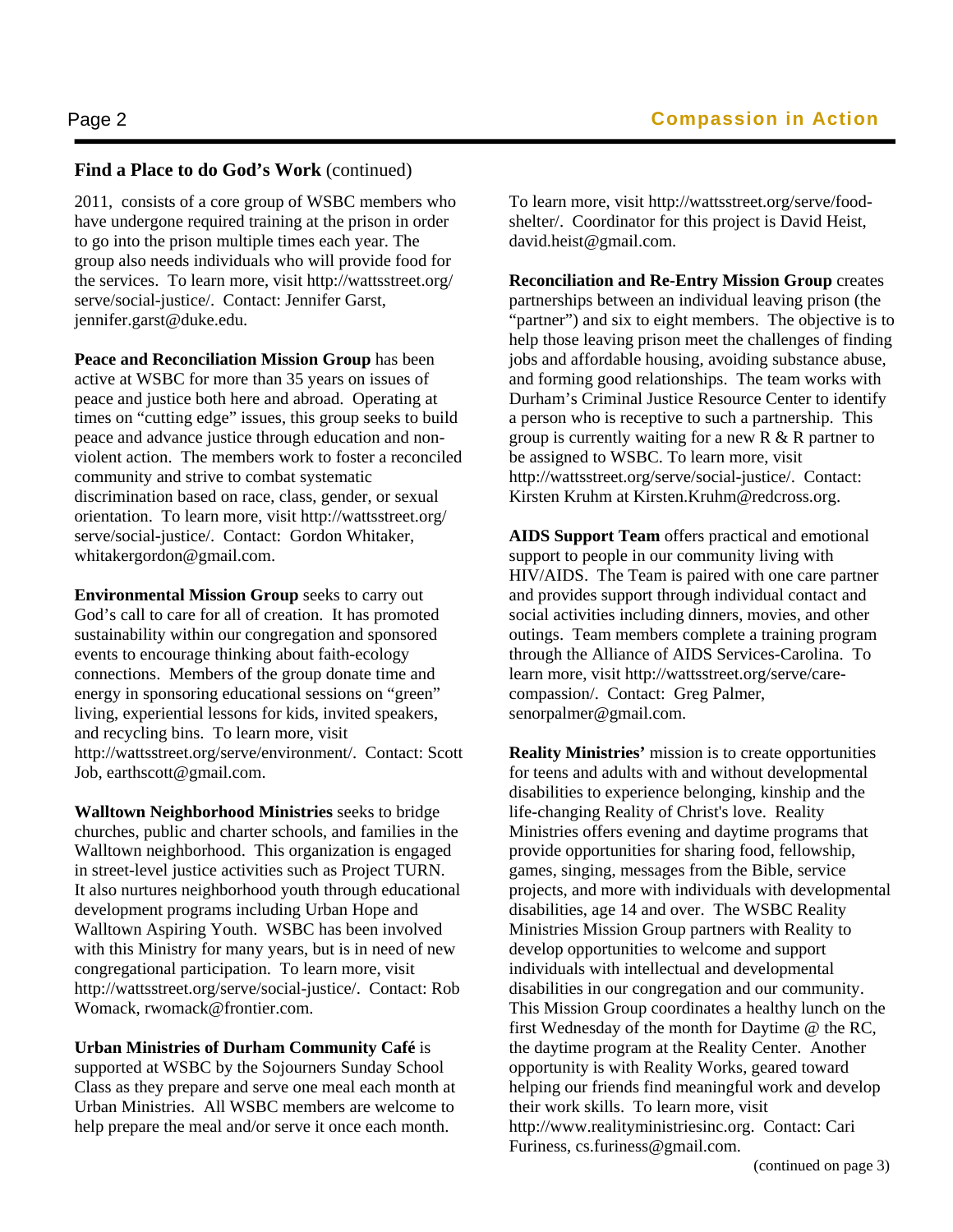## Find a Place to do God's Work (continued)

2011, consists of a core group of WSBC members who have undergone required training at the prison in order to go into the prison multiple times each year. The group also needs individuals who will provide food for the services. To learn more, visit http://wattsstreet.org/serve/social-justice/. Contact: Jennifer Garst, jennifer.garst@duke.edu.

**Peace and Reconciliation Mission Group** has been active at WSBC for more than 35 years on issues of peace and justice both here and abroad. Operating at times on "cutting edge" issues, this group seeks to build peace and advance justice through education and non-violent action. The members work to foster a reconciled community and strive to combat systematic discrimination based on race, class, gender, or sexual orientation. To learn more, visit http://wattsstreet.org/serve/social-justice/. Contact: Gordon Whitaker, whitakergordon@gmail.com.

**Environmental Mission Group** seeks to carry out God's call to care for all of creation. It has promoted sustainability within our congregation and sponsored events to encourage thinking about faith-ecology connections. Members of the group donate time and energy in sponsoring educational sessions on "green" living, experiential lessons for kids, invited speakers, and recycling bins. To learn more, visit http://wattsstreet.org/serve/environment/. Contact: Scott Job, earthscott@gmail.com.

**Walltown Neighborhood Ministries** seeks to bridge churches, public and charter schools, and families in the Walltown neighborhood. This organization is engaged in street-level justice activities such as Project TURN. It also nurtures neighborhood youth through educational development programs including Urban Hope and Walltown Aspiring Youth. WSBC has been involved with this Ministry for many years, but is in need of new congregational participation. To learn more, visit http://wattsstreet.org/serve/social-justice/. Contact: Rob Womack, rwomack@frontier.com.

**Urban Ministries of Durham Community Café** is supported at WSBC by the Sojourners Sunday School Class as they prepare and serve one meal each month at Urban Ministries. All WSBC members are welcome to help prepare the meal and/or serve it once each month. To learn more, visit http://wattsstreet.org/serve/food-shelter/. Coordinator for this project is David Heist, david.heist@gmail.com.

**Reconciliation and Re-Entry Mission Group** creates partnerships between an individual leaving prison (the "partner") and six to eight members. The objective is to help those leaving prison meet the challenges of finding jobs and affordable housing, avoiding substance abuse, and forming good relationships. The team works with Durham's Criminal Justice Resource Center to identify a person who is receptive to such a partnership. This group is currently waiting for a new R & R partner to be assigned to WSBC. To learn more, visit http://wattsstreet.org/serve/social-justice/. Contact: Kirsten Kruhm at Kirsten.Kruhm@redcross.org.

**AIDS Support Team** offers practical and emotional support to people in our community living with HIV/AIDS. The Team is paired with one care partner and provides support through individual contact and social activities including dinners, movies, and other outings. Team members complete a training program through the Alliance of AIDS Services-Carolina. To learn more, visit http://wattsstreet.org/serve/care-compassion/. Contact: Greg Palmer, senorpalmer@gmail.com.

**Reality Ministries'** mission is to create opportunities for teens and adults with and without developmental disabilities to experience belonging, kinship and the life-changing Reality of Christ's love. Reality Ministries offers evening and daytime programs that provide opportunities for sharing food, fellowship, games, singing, messages from the Bible, service projects, and more with individuals with developmental disabilities, age 14 and over. The WSBC Reality Ministries Mission Group partners with Reality to develop opportunities to welcome and support individuals with intellectual and developmental disabilities in our congregation and our community. This Mission Group coordinates a healthy lunch on the first Wednesday of the month for Daytime @ the RC, the daytime program at the Reality Center. Another opportunity is with Reality Works, geared toward helping our friends find meaningful work and develop their work skills. To learn more, visit http://www.realityministriesinc.org. Contact: Cari Furiness, cs.furiness@gmail.com.

(continued on page 3)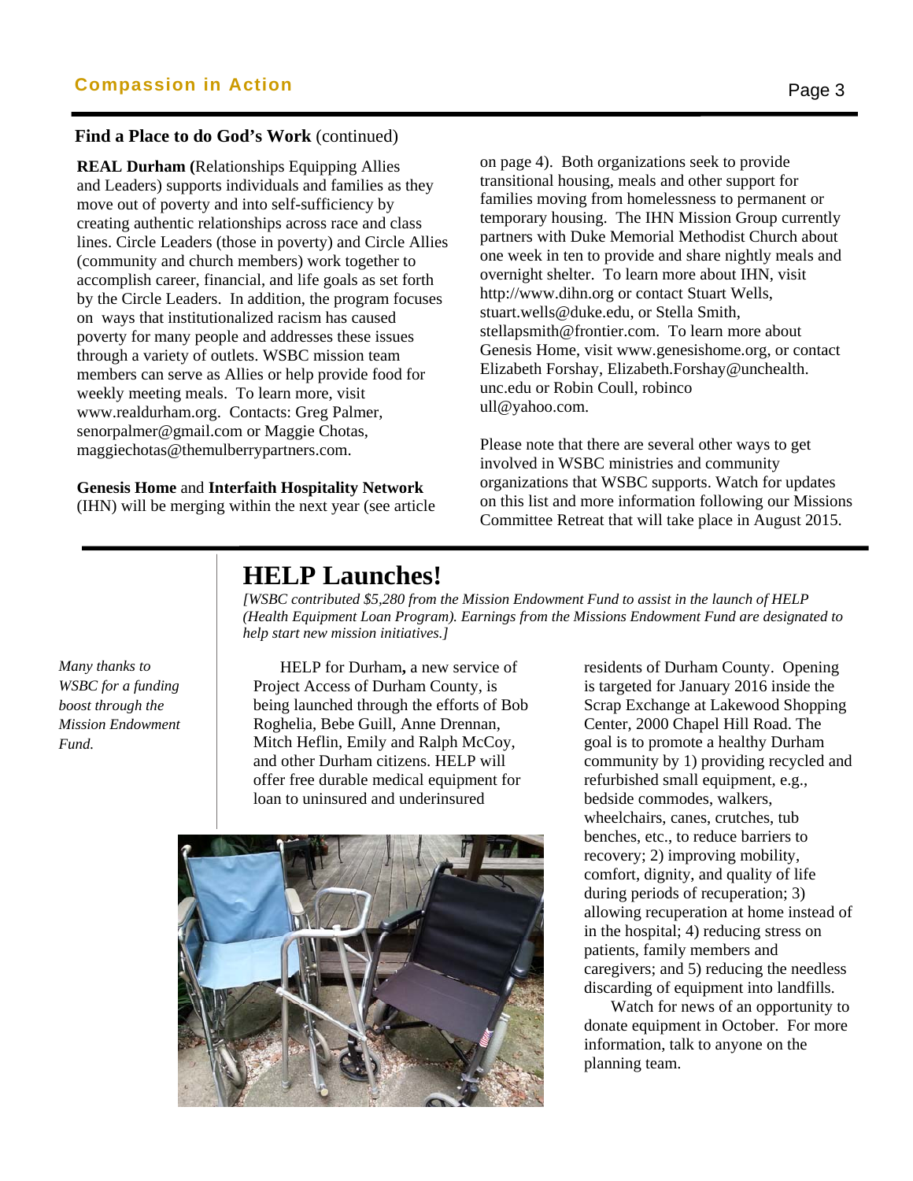### Find a Place to do God's Work (continued)

**REAL Durham (**Relationships Equipping Allies and Leaders) supports individuals and families as they move out of poverty and into self-sufficiency by creating authentic relationships across race and class lines. Circle Leaders (those in poverty) and Circle Allies (community and church members) work together to accomplish career, financial, and life goals as set forth by the Circle Leaders. In addition, the program focuses on ways that institutionalized racism has caused poverty for many people and addresses these issues through a variety of outlets. WSBC mission team members can serve as Allies or help provide food for weekly meeting meals. To learn more, visit www.realdurham.org. Contacts: Greg Palmer, senorpalmer@gmail.com or Maggie Chotas, maggiechotas@themulberrypartners.com.

**Genesis Home** and **Interfaith Hospitality Network** (IHN) will be merging within the next year (see article on page 4). Both organizations seek to provide transitional housing, meals and other support for families moving from homelessness to permanent or temporary housing. The IHN Mission Group currently partners with Duke Memorial Methodist Church about one week in ten to provide and share nightly meals and overnight shelter. To learn more about IHN, visit http://www.dihn.org or contact Stuart Wells, stuart.wells@duke.edu, or Stella Smith, stellapsmith@frontier.com. To learn more about Genesis Home, visit www.genesishome.org, or contact Elizabeth Forshay, Elizabeth.Forshay@unchealth.unc.edu or Robin Coull, robincoull@yahoo.com.

Please note that there are several other ways to get involved in WSBC ministries and community organizations that WSBC supports. Watch for updates on this list and more information following our Missions Committee Retreat that will take place in August 2015.

# HELP Launches!

*[WSBC contributed $5,280 from the Mission Endowment Fund to assist in the launch of HELP (Health Equipment Loan Program). Earnings from the Missions Endowment Fund are designated to help start new mission initiatives.]*

*Many thanks to WSBC for a funding boost through the Mission Endowment Fund.*

HELP for Durham**,** a new service of Project Access of Durham County, is being launched through the efforts of Bob Roghelia, Bebe Guill, Anne Drennan, Mitch Heflin, Emily and Ralph McCoy, and other Durham citizens. HELP will offer free durable medical equipment for loan to uninsured and underinsured residents of Durham County. Opening is targeted for January 2016 inside the Scrap Exchange at Lakewood Shopping Center, 2000 Chapel Hill Road. The goal is to promote a healthy Durham community by 1) providing recycled and refurbished small equipment, e.g., bedside commodes, walkers, wheelchairs, canes, crutches, tub benches, etc., to reduce barriers to recovery; 2) improving mobility, comfort, dignity, and quality of life during periods of recuperation; 3) allowing recuperation at home instead of in the hospital; 4) reducing stress on patients, family members and caregivers; and 5) reducing the needless discarding of equipment into landfills.

Watch for news of an opportunity to donate equipment in October. For more information, talk to anyone on the planning team.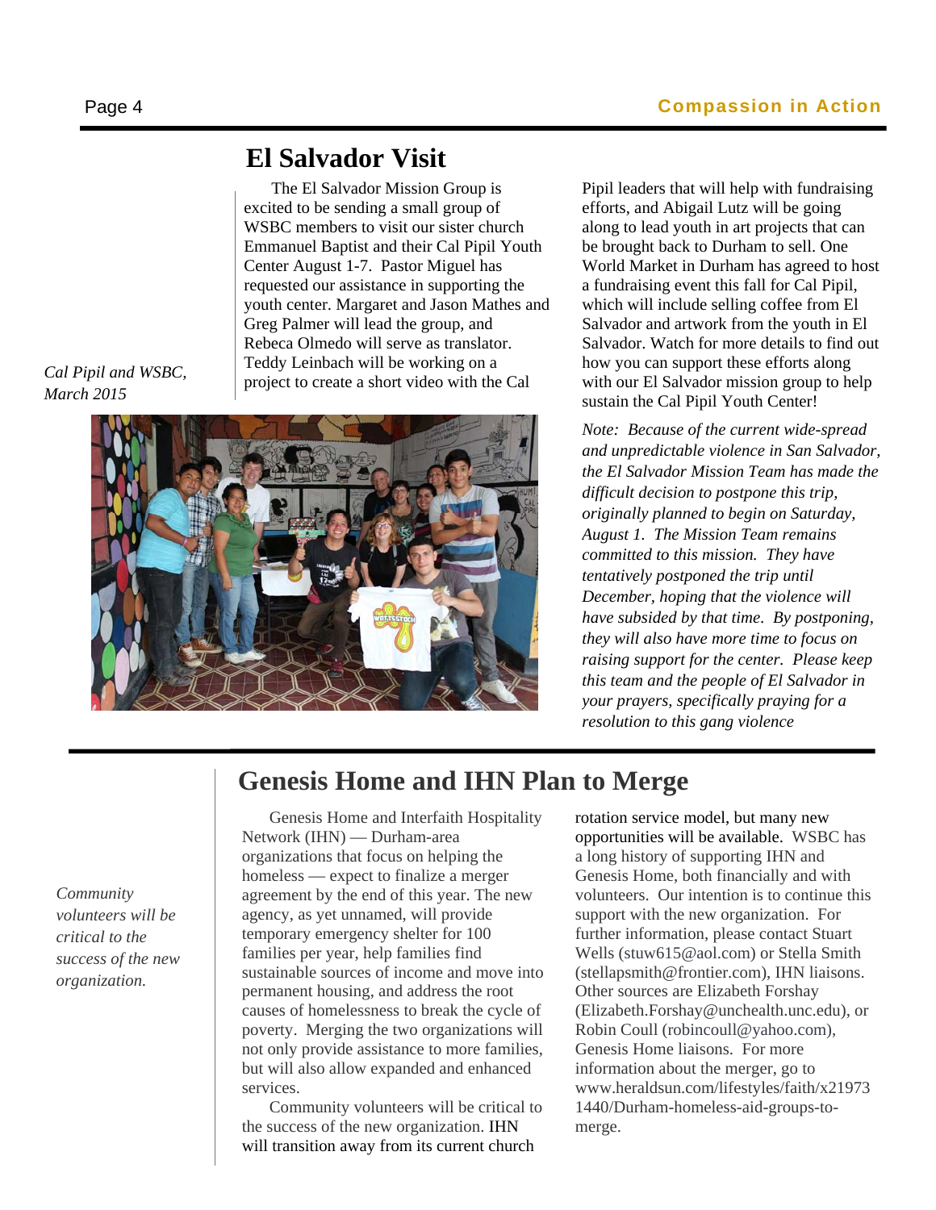# El Salvador Visit

The El Salvador Mission Group is excited to be sending a small group of WSBC members to visit our sister church Emmanuel Baptist and their Cal Pipil Youth Center August 1-7. Pastor Miguel has requested our assistance in supporting the youth center. Margaret and Jason Mathes and Greg Palmer will lead the group, and Rebeca Olmedo will serve as translator. Teddy Leinbach will be working on a project to create a short video with the Cal Pipil leaders that will help with fundraising efforts, and Abigail Lutz will be going along to lead youth in art projects that can be brought back to Durham to sell. One World Market in Durham has agreed to host a fundraising event this fall for Cal Pipil, which will include selling coffee from El Salvador and artwork from the youth in El Salvador. Watch for more details to find out how you can support these efforts along with our El Salvador mission group to help sustain the Cal Pipil Youth Center!

*Cal Pipil and WSBC, March 2015*

*Note: Because of the current wide-spread and unpredictable violence in San Salvador, the El Salvador Mission Team has made the difficult decision to postpone this trip, originally planned to begin on Saturday, August 1. The Mission Team remains committed to this mission. They have tentatively postponed the trip until December, hoping that the violence will have subsided by that time. By postponing, they will also have more time to focus on raising support for the center. Please keep this team and the people of El Salvador in your prayers, specifically praying for a resolution to this gang violence*

# Genesis Home and IHN Plan to Merge

*Community volunteers will be critical to the success of the new organization.*

Genesis Home and Interfaith Hospitality Network (IHN) — Durham-area organizations that focus on helping the homeless — expect to finalize a merger agreement by the end of this year. The new agency, as yet unnamed, will provide temporary emergency shelter for 100 families per year, help families find sustainable sources of income and move into permanent housing, and address the root causes of homelessness to break the cycle of poverty. Merging the two organizations will not only provide assistance to more families, but will also allow expanded and enhanced services.

Community volunteers will be critical to the success of the new organization. IHN will transition away from its current church rotation service model, but many new opportunities will be available. WSBC has a long history of supporting IHN and Genesis Home, both financially and with volunteers. Our intention is to continue this support with the new organization. For further information, please contact Stuart Wells (stuw615@aol.com) or Stella Smith (stellapsmith@frontier.com), IHN liaisons. Other sources are Elizabeth Forshay (Elizabeth.Forshay@unchealth.unc.edu), or Robin Coull (robincoull@yahoo.com), Genesis Home liaisons. For more information about the merger, go to www.heraldsun.com/lifestyles/faith/x219731440/Durham-homeless-aid-groups-to-merge.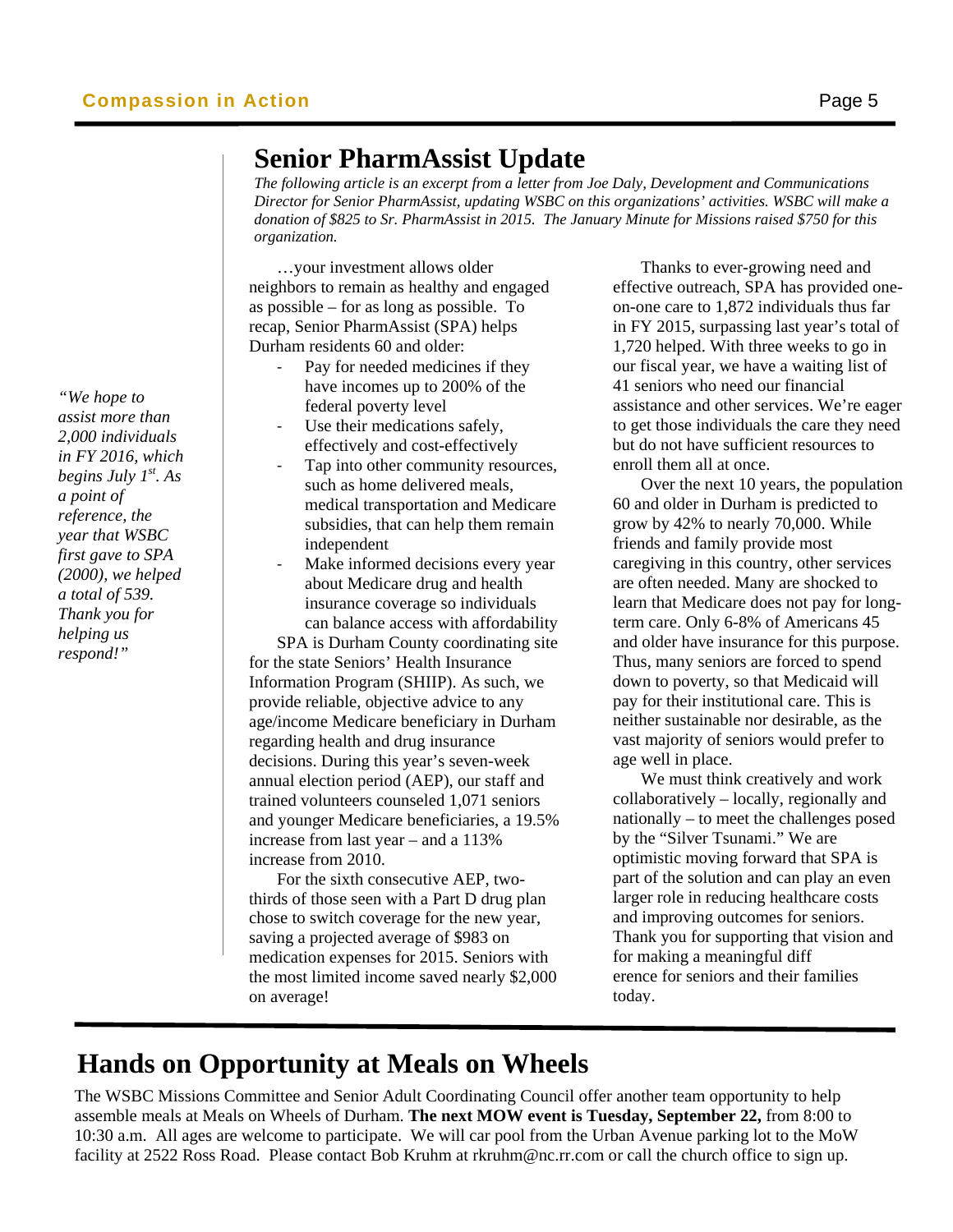# Senior PharmAssist Update

*The following article is an excerpt from a letter from Joe Daly, Development and Communications Director for Senior PharmAssist, updating WSBC on this organizations' activities. WSBC will make a donation of $825 to Sr. PharmAssist in 2015. The January Minute for Missions raised $750 for this organization.*

…your investment allows older neighbors to remain as healthy and engaged as possible – for as long as possible. To recap, Senior PharmAssist (SPA) helps Durham residents 60 and older:

- Pay for needed medicines if they have incomes up to 200% of the federal poverty level
- Use their medications safely, effectively and cost-effectively
- Tap into other community resources, such as home delivered meals, medical transportation and Medicare subsidies, that can help them remain independent
- Make informed decisions every year about Medicare drug and health insurance coverage so individuals can balance access with affordability

SPA is Durham County coordinating site for the state Seniors' Health Insurance Information Program (SHIIP). As such, we provide reliable, objective advice to any age/income Medicare beneficiary in Durham regarding health and drug insurance decisions. During this year's seven-week annual election period (AEP), our staff and trained volunteers counseled 1,071 seniors and younger Medicare beneficiaries, a 19.5% increase from last year – and a 113% increase from 2010.

For the sixth consecutive AEP, two-thirds of those seen with a Part D drug plan chose to switch coverage for the new year, saving a projected average of $983 on medication expenses for 2015. Seniors with the most limited income saved nearly $2,000 on average!

Thanks to ever-growing need and effective outreach, SPA has provided one-on-one care to 1,872 individuals thus far in FY 2015, surpassing last year's total of 1,720 helped. With three weeks to go in our fiscal year, we have a waiting list of 41 seniors who need our financial assistance and other services. We're eager to get those individuals the care they need but do not have sufficient resources to enroll them all at once.

Over the next 10 years, the population 60 and older in Durham is predicted to grow by 42% to nearly 70,000. While friends and family provide most caregiving in this country, other services are often needed. Many are shocked to learn that Medicare does not pay for long-term care. Only 6-8% of Americans 45 and older have insurance for this purpose. Thus, many seniors are forced to spend down to poverty, so that Medicaid will pay for their institutional care. This is neither sustainable nor desirable, as the vast majority of seniors would prefer to age well in place.

We must think creatively and work collaboratively – locally, regionally and nationally – to meet the challenges posed by the "Silver Tsunami." We are optimistic moving forward that SPA is part of the solution and can play an even larger role in reducing healthcare costs and improving outcomes for seniors. Thank you for supporting that vision and for making a meaningful difference for seniors and their families today.

*"We hope to assist more than 2,000 individuals in FY 2016, which begins July 1st. As a point of reference, the year that WSBC first gave to SPA (2000), we helped a total of 539. Thank you for helping us respond!"*

# Hands on Opportunity at Meals on Wheels

The WSBC Missions Committee and Senior Adult Coordinating Council offer another team opportunity to help assemble meals at Meals on Wheels of Durham. **The next MOW event is Tuesday, September 22,** from 8:00 to 10:30 a.m. All ages are welcome to participate. We will car pool from the Urban Avenue parking lot to the MoW facility at 2522 Ross Road. Please contact Bob Kruhm at rkruhm@nc.rr.com or call the church office to sign up.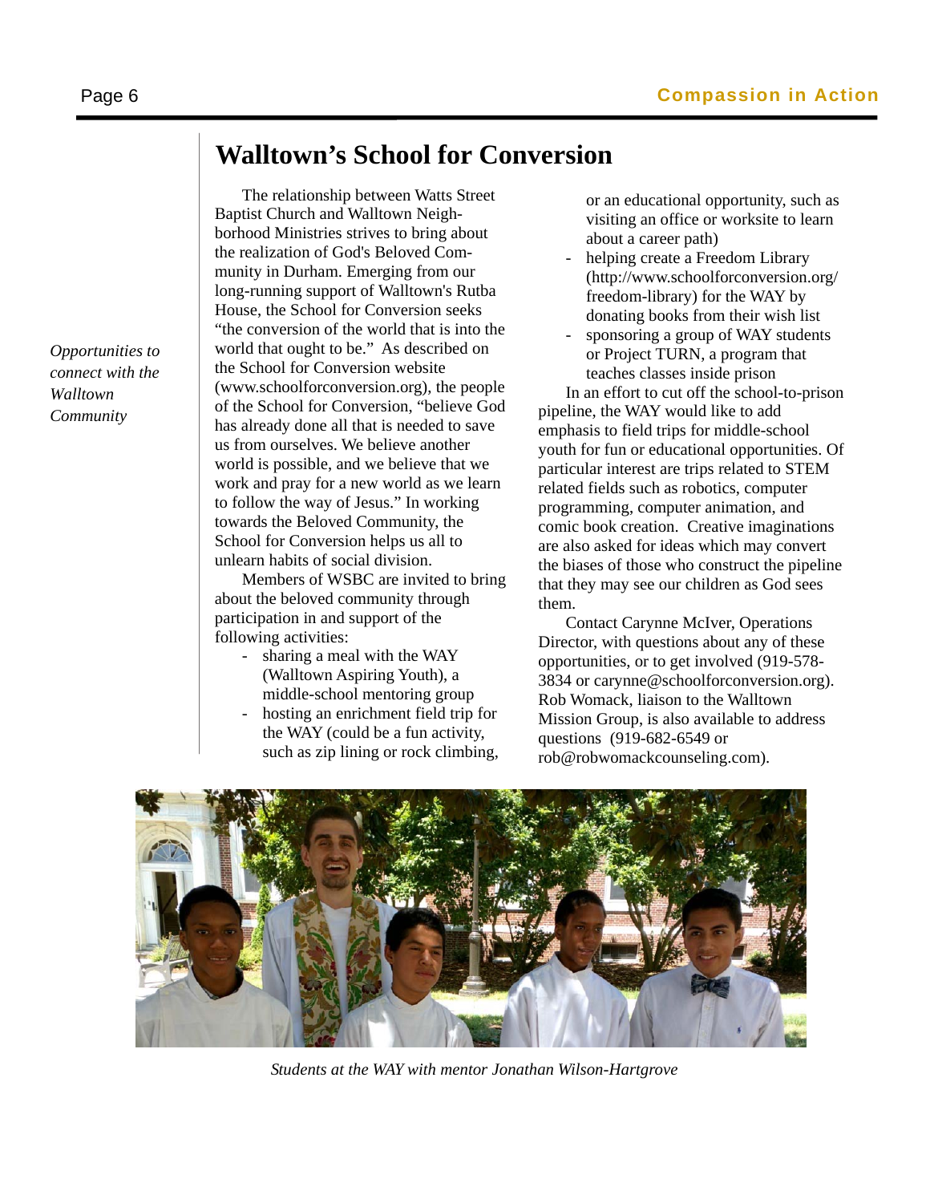# Walltown's School for Conversion

*Opportunities to connect with the Walltown Community*

The relationship between Watts Street Baptist Church and Walltown Neighborhood Ministries strives to bring about the realization of God's Beloved Community in Durham. Emerging from our long-running support of Walltown's Rutba House, the School for Conversion seeks "the conversion of the world that is into the world that ought to be." As described on the School for Conversion website (www.schoolforconversion.org), the people of the School for Conversion, "believe God has already done all that is needed to save us from ourselves. We believe another world is possible, and we believe that we work and pray for a new world as we learn to follow the way of Jesus." In working towards the Beloved Community, the School for Conversion helps us all to unlearn habits of social division.

Members of WSBC are invited to bring about the beloved community through participation in and support of the following activities:

- sharing a meal with the WAY (Walltown Aspiring Youth), a middle-school mentoring group
- hosting an enrichment field trip for the WAY (could be a fun activity, such as zip lining or rock climbing, or an educational opportunity, such as visiting an office or worksite to learn about a career path)
- helping create a Freedom Library (http://www.schoolforconversion.org/freedom-library) for the WAY by donating books from their wish list
- sponsoring a group of WAY students or Project TURN, a program that teaches classes inside prison

In an effort to cut off the school-to-prison pipeline, the WAY would like to add emphasis to field trips for middle-school youth for fun or educational opportunities. Of particular interest are trips related to STEM related fields such as robotics, computer programming, computer animation, and comic book creation. Creative imaginations are also asked for ideas which may convert the biases of those who construct the pipeline that they may see our children as God sees them.

Contact Carynne McIver, Operations Director, with questions about any of these opportunities, or to get involved (919-578-3834 or carynne@schoolforconversion.org). Rob Womack, liaison to the Walltown Mission Group, is also available to address questions (919-682-6549 or rob@robwomackcounseling.com).

*Students at the WAY with mentor Jonathan Wilson-Hartgrove*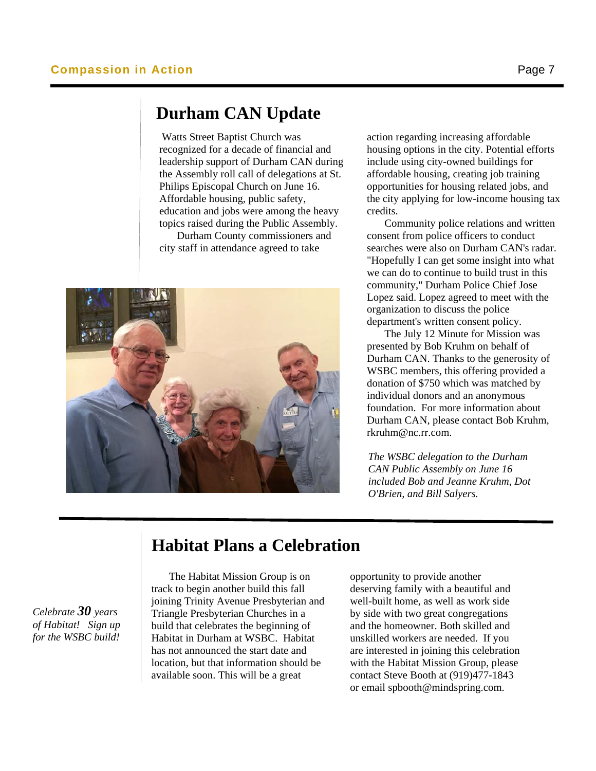## Durham CAN Update

Watts Street Baptist Church was recognized for a decade of financial and leadership support of Durham CAN during the Assembly roll call of delegations at St. Philips Episcopal Church on June 16. Affordable housing, public safety, education and jobs were among the heavy topics raised during the Public Assembly.

Durham County commissioners and city staff in attendance agreed to take action regarding increasing affordable housing options in the city. Potential efforts include using city-owned buildings for affordable housing, creating job training opportunities for housing related jobs, and the city applying for low-income housing tax credits.

Community police relations and written consent from police officers to conduct searches were also on Durham CAN's radar. "Hopefully I can get some insight into what we can do to continue to build trust in this community," Durham Police Chief Jose Lopez said. Lopez agreed to meet with the organization to discuss the police department's written consent policy.

The July 12 Minute for Mission was presented by Bob Kruhm on behalf of Durham CAN. Thanks to the generosity of WSBC members, this offering provided a donation of $750 which was matched by individual donors and an anonymous foundation. For more information about Durham CAN, please contact Bob Kruhm, rkruhm@nc.rr.com.

*The WSBC delegation to the Durham CAN Public Assembly on June 16 included Bob and Jeanne Kruhm, Dot O'Brien, and Bill Salyers.*

## Habitat Plans a Celebration

*Celebrate **30** years of Habitat! Sign up for the WSBC build!*

The Habitat Mission Group is on track to begin another build this fall joining Trinity Avenue Presbyterian and Triangle Presbyterian Churches in a build that celebrates the beginning of Habitat in Durham at WSBC. Habitat has not announced the start date and location, but that information should be available soon. This will be a great opportunity to provide another deserving family with a beautiful and well-built home, as well as work side by side with two great congregations and the homeowner. Both skilled and unskilled workers are needed. If you are interested in joining this celebration with the Habitat Mission Group, please contact Steve Booth at (919)477-1843 or email spbooth@mindspring.com.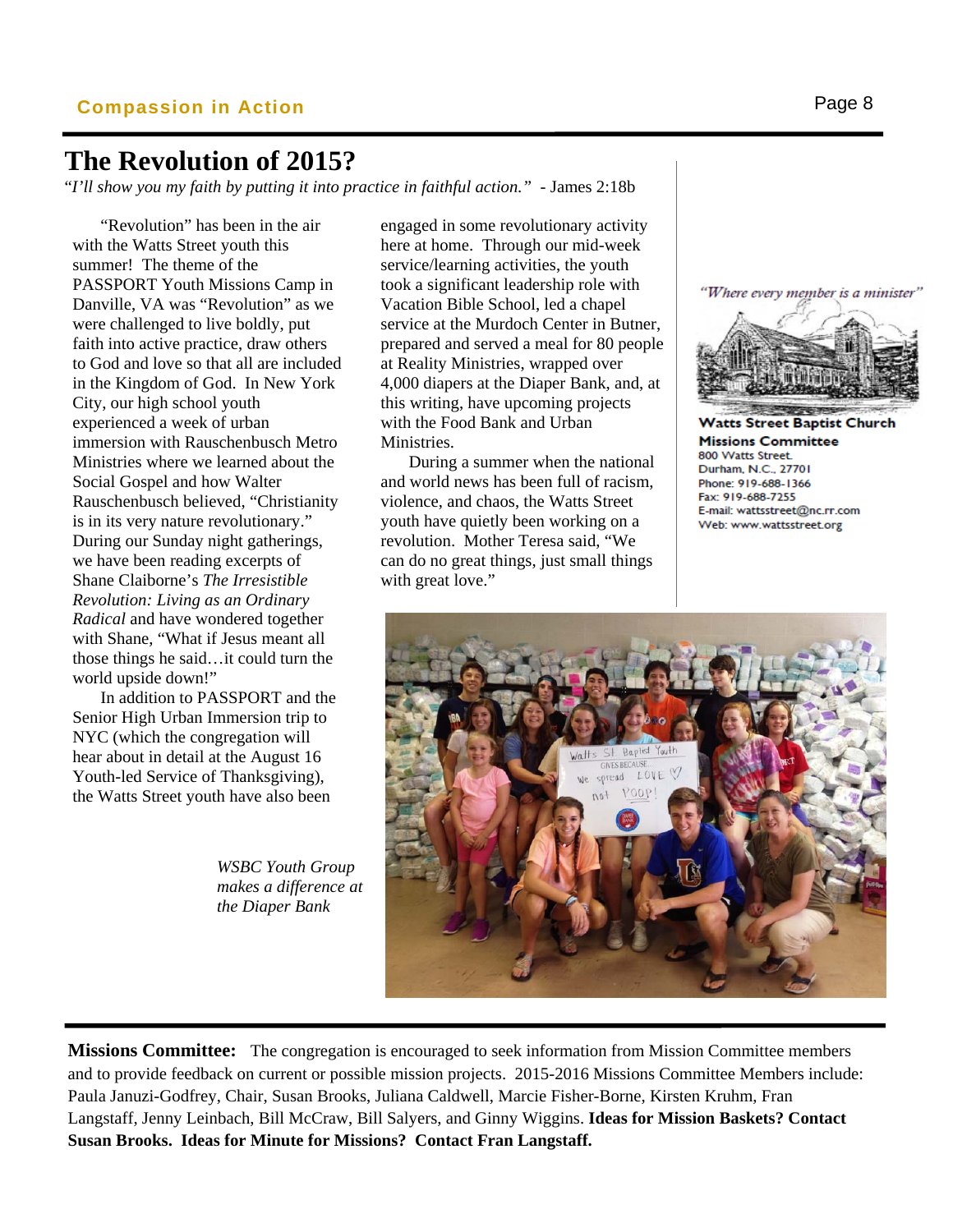# The Revolution of 2015?

*"I'll show you my faith by putting it into practice in faithful action."* - James 2:18b

"Revolution" has been in the air with the Watts Street youth this summer! The theme of the PASSPORT Youth Missions Camp in Danville, VA was "Revolution" as we were challenged to live boldly, put faith into active practice, draw others to God and love so that all are included in the Kingdom of God. In New York City, our high school youth experienced a week of urban immersion with Rauschenbusch Metro Ministries where we learned about the Social Gospel and how Walter Rauschenbusch believed, "Christianity is in its very nature revolutionary." During our Sunday night gatherings, we have been reading excerpts of Shane Claiborne's *The Irresistible Revolution: Living as an Ordinary Radical* and have wondered together with Shane, "What if Jesus meant all those things he said…it could turn the world upside down!"

In addition to PASSPORT and the Senior High Urban Immersion trip to NYC (which the congregation will hear about in detail at the August 16 Youth-led Service of Thanksgiving), the Watts Street youth have also been engaged in some revolutionary activity here at home. Through our mid-week service/learning activities, the youth took a significant leadership role with Vacation Bible School, led a chapel service at the Murdoch Center in Butner, prepared and served a meal for 80 people at Reality Ministries, wrapped over 4,000 diapers at the Diaper Bank, and, at this writing, have upcoming projects with the Food Bank and Urban Ministries.

During a summer when the national and world news has been full of racism, violence, and chaos, the Watts Street youth have quietly been working on a revolution. Mother Teresa said, "We can do no great things, just small things with great love."

*"Where every member is a minister"*

**Watts Street Baptist Church**
**Missions Committee**
800 Watts Street
Durham, N.C., 27701
Phone: 919-688-1366
Fax: 919-688-7255
E-mail: wattsstreet@nc.rr.com
Web: www.wattsstreet.org

*WSBC Youth Group makes a difference at the Diaper Bank*

**Missions Committee:** The congregation is encouraged to seek information from Mission Committee members and to provide feedback on current or possible mission projects. 2015-2016 Missions Committee Members include: Paula Januzi-Godfrey, Chair, Susan Brooks, Juliana Caldwell, Marcie Fisher-Borne, Kirsten Kruhm, Fran Langstaff, Jenny Leinbach, Bill McCraw, Bill Salyers, and Ginny Wiggins. **Ideas for Mission Baskets? Contact Susan Brooks. Ideas for Minute for Missions? Contact Fran Langstaff.**